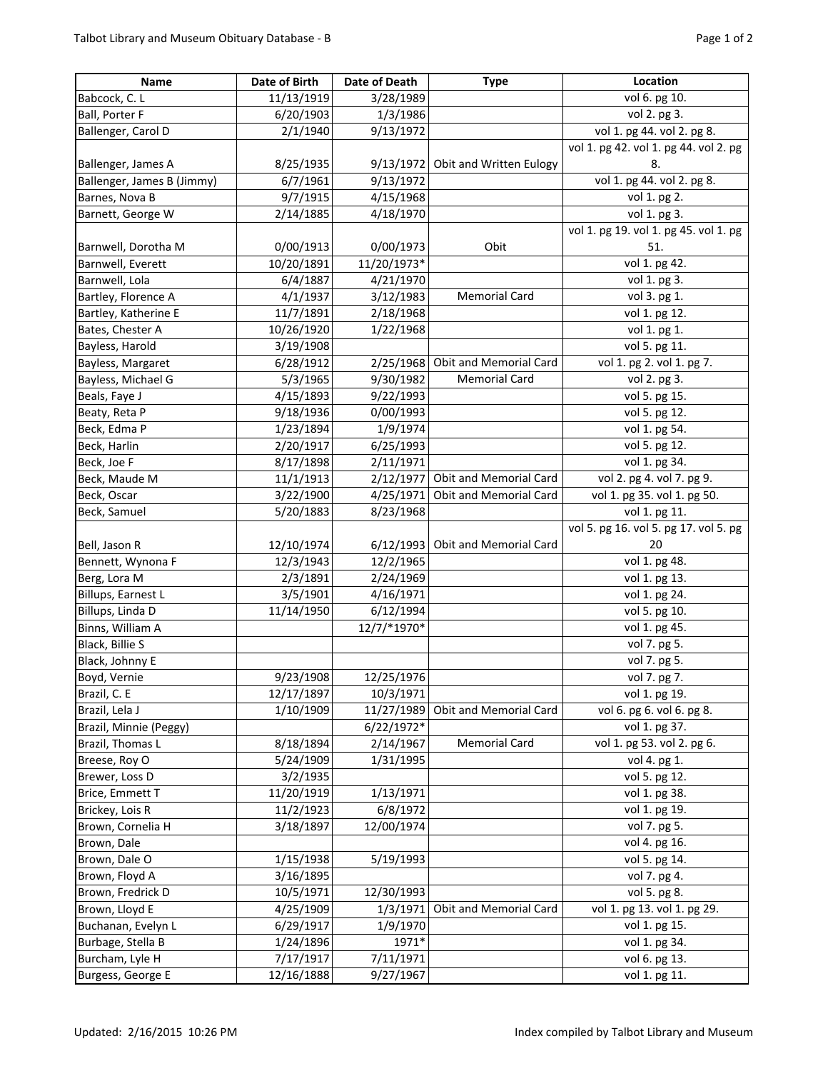| Name | Date of Birth | Date of Death | Type | Location |
|---|---|---|---|---|
| Babcock, C. L | 11/13/1919 | 3/28/1989 | | vol 6. pg 10. |
| Ball, Porter F | 6/20/1903 | 1/3/1986 | | vol 2. pg 3. |
| Ballenger, Carol D | 2/1/1940 | 9/13/1972 | | vol 1. pg 44. vol 2. pg 8. |
| Ballenger, James A | 8/25/1935 | 9/13/1972 | Obit and Written Eulogy | vol 1. pg 42. vol 1. pg 44. vol 2. pg 8. |
| Ballenger, James B (Jimmy) | 6/7/1961 | 9/13/1972 | | vol 1. pg 44. vol 2. pg 8. |
| Barnes, Nova B | 9/7/1915 | 4/15/1968 | | vol 1. pg 2. |
| Barnett, George W | 2/14/1885 | 4/18/1970 | | vol 1. pg 3. |
| Barnwell, Dorotha M | 0/00/1913 | 0/00/1973 | Obit | vol 1. pg 19. vol 1. pg 45. vol 1. pg 51. |
| Barnwell, Everett | 10/20/1891 | 11/20/1973* | | vol 1. pg 42. |
| Barnwell, Lola | 6/4/1887 | 4/21/1970 | | vol 1. pg 3. |
| Bartley, Florence A | 4/1/1937 | 3/12/1983 | Memorial Card | vol 3. pg 1. |
| Bartley, Katherine E | 11/7/1891 | 2/18/1968 | | vol 1. pg 12. |
| Bates, Chester A | 10/26/1920 | 1/22/1968 | | vol 1. pg 1. |
| Bayless, Harold | 3/19/1908 | | | vol 5. pg 11. |
| Bayless, Margaret | 6/28/1912 | 2/25/1968 | Obit and Memorial Card | vol 1. pg 2. vol 1. pg 7. |
| Bayless, Michael G | 5/3/1965 | 9/30/1982 | Memorial Card | vol 2. pg 3. |
| Beals, Faye J | 4/15/1893 | 9/22/1993 | | vol 5. pg 15. |
| Beaty, Reta P | 9/18/1936 | 0/00/1993 | | vol 5. pg 12. |
| Beck, Edma P | 1/23/1894 | 1/9/1974 | | vol 1. pg 54. |
| Beck, Harlin | 2/20/1917 | 6/25/1993 | | vol 5. pg 12. |
| Beck, Joe F | 8/17/1898 | 2/11/1971 | | vol 1. pg 34. |
| Beck, Maude M | 11/1/1913 | 2/12/1977 | Obit and Memorial Card | vol 2. pg 4. vol 7. pg 9. |
| Beck, Oscar | 3/22/1900 | 4/25/1971 | Obit and Memorial Card | vol 1. pg 35. vol 1. pg 50. |
| Beck, Samuel | 5/20/1883 | 8/23/1968 | | vol 1. pg 11. |
| Bell, Jason R | 12/10/1974 | 6/12/1993 | Obit and Memorial Card | vol 5. pg 16. vol 5. pg 17. vol 5. pg 20 |
| Bennett, Wynona F | 12/3/1943 | 12/2/1965 | | vol 1. pg 48. |
| Berg, Lora M | 2/3/1891 | 2/24/1969 | | vol 1. pg 13. |
| Billups, Earnest L | 3/5/1901 | 4/16/1971 | | vol 1. pg 24. |
| Billups, Linda D | 11/14/1950 | 6/12/1994 | | vol 5. pg 10. |
| Binns, William A | | 12/7/*1970* | | vol 1. pg 45. |
| Black, Billie S | | | | vol 7. pg 5. |
| Black, Johnny E | | | | vol 7. pg 5. |
| Boyd, Vernie | 9/23/1908 | 12/25/1976 | | vol 7. pg 7. |
| Brazil, C. E | 12/17/1897 | 10/3/1971 | | vol 1. pg 19. |
| Brazil, Lela J | 1/10/1909 | 11/27/1989 | Obit and Memorial Card | vol 6. pg 6. vol 6. pg 8. |
| Brazil, Minnie (Peggy) | | 6/22/1972* | | vol 1. pg 37. |
| Brazil, Thomas L | 8/18/1894 | 2/14/1967 | Memorial Card | vol 1. pg 53. vol 2. pg 6. |
| Breese, Roy O | 5/24/1909 | 1/31/1995 | | vol 4. pg 1. |
| Brewer, Loss D | 3/2/1935 | | | vol 5. pg 12. |
| Brice, Emmett T | 11/20/1919 | 1/13/1971 | | vol 1. pg 38. |
| Brickey, Lois R | 11/2/1923 | 6/8/1972 | | vol 1. pg 19. |
| Brown, Cornelia H | 3/18/1897 | 12/00/1974 | | vol 7. pg 5. |
| Brown, Dale | | | | vol 4. pg 16. |
| Brown, Dale O | 1/15/1938 | 5/19/1993 | | vol 5. pg 14. |
| Brown, Floyd A | 3/16/1895 | | | vol 7. pg 4. |
| Brown, Fredrick D | 10/5/1971 | 12/30/1993 | | vol 5. pg 8. |
| Brown, Lloyd E | 4/25/1909 | 1/3/1971 | Obit and Memorial Card | vol 1. pg 13. vol 1. pg 29. |
| Buchanan, Evelyn L | 6/29/1917 | 1/9/1970 | | vol 1. pg 15. |
| Burbage, Stella B | 1/24/1896 | 1971* | | vol 1. pg 34. |
| Burcham, Lyle H | 7/17/1917 | 7/11/1971 | | vol 6. pg 13. |
| Burgess, George E | 12/16/1888 | 9/27/1967 | | vol 1. pg 11. |

Updated: 2/16/2015 10:26 PM

Index compiled by Talbot Library and Museum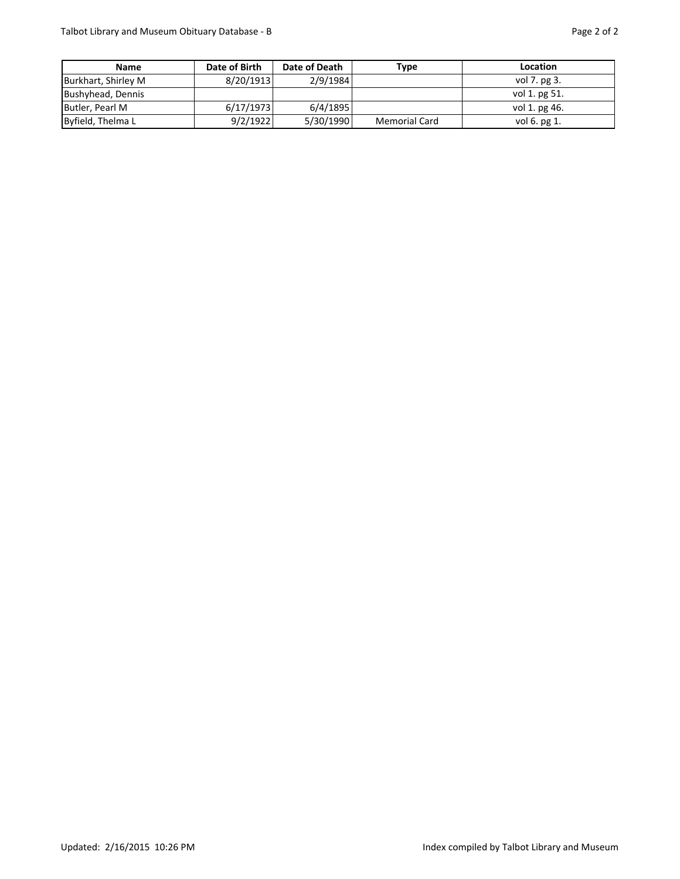| Name | Date of Birth | Date of Death | Type | Location |
|---|---|---|---|---|
| Burkhart, Shirley M | 8/20/1913 | 2/9/1984 | | vol 7. pg 3. |
| Bushyhead, Dennis | | | | vol 1. pg 51. |
| Butler, Pearl M | 6/17/1973 | 6/4/1895 | | vol 1. pg 46. |
| Byfield, Thelma L | 9/2/1922 | 5/30/1990 | Memorial Card | vol 6. pg 1. |